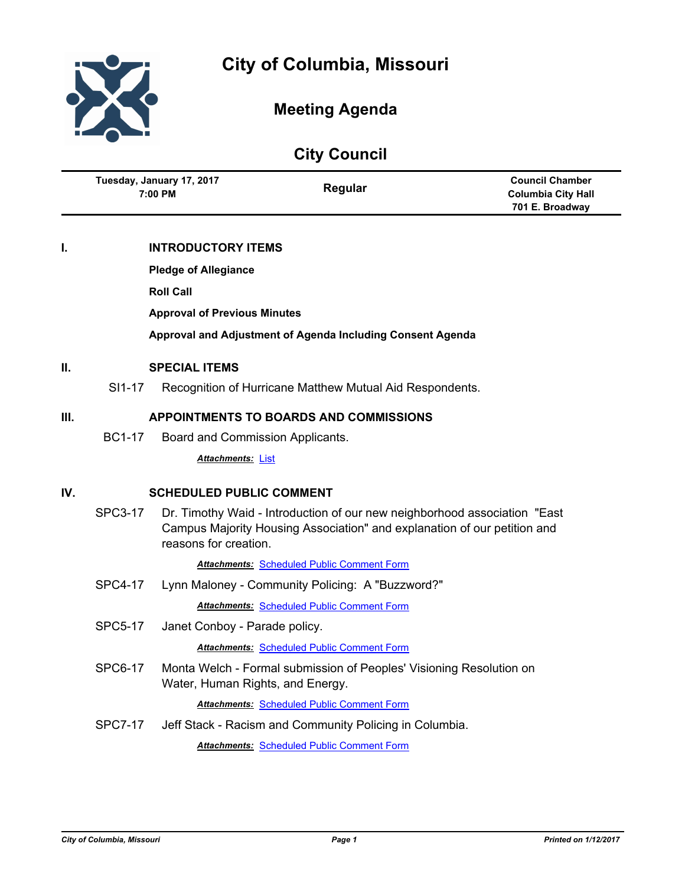# City of Columbia, Missouri

## Meeting Agenda

## City Council

| Tuesday, January 17, 2017 7:00 PM | Regular | Council Chamber Columbia City Hall 701 E. Broadway |
|---|---|---|

## I. INTRODUCTORY ITEMS

**Pledge of Allegiance**

**Roll Call**

**Approval of Previous Minutes**

**Approval and Adjustment of Agenda Including Consent Agenda**

## II. SPECIAL ITEMS

SI1-17 Recognition of Hurricane Matthew Mutual Aid Respondents.

## III. APPOINTMENTS TO BOARDS AND COMMISSIONS

BC1-17 Board and Commission Applicants.

***Attachments:*** List

## IV. SCHEDULED PUBLIC COMMENT

SPC3-17 Dr. Timothy Waid - Introduction of our new neighborhood association "East Campus Majority Housing Association" and explanation of our petition and reasons for creation.

***Attachments:*** Scheduled Public Comment Form

SPC4-17 Lynn Maloney - Community Policing: A "Buzzword?"

***Attachments:*** Scheduled Public Comment Form

SPC5-17 Janet Conboy - Parade policy.

***Attachments:*** Scheduled Public Comment Form

SPC6-17 Monta Welch - Formal submission of Peoples' Visioning Resolution on Water, Human Rights, and Energy.

***Attachments:*** Scheduled Public Comment Form

SPC7-17 Jeff Stack - Racism and Community Policing in Columbia.

***Attachments:*** Scheduled Public Comment Form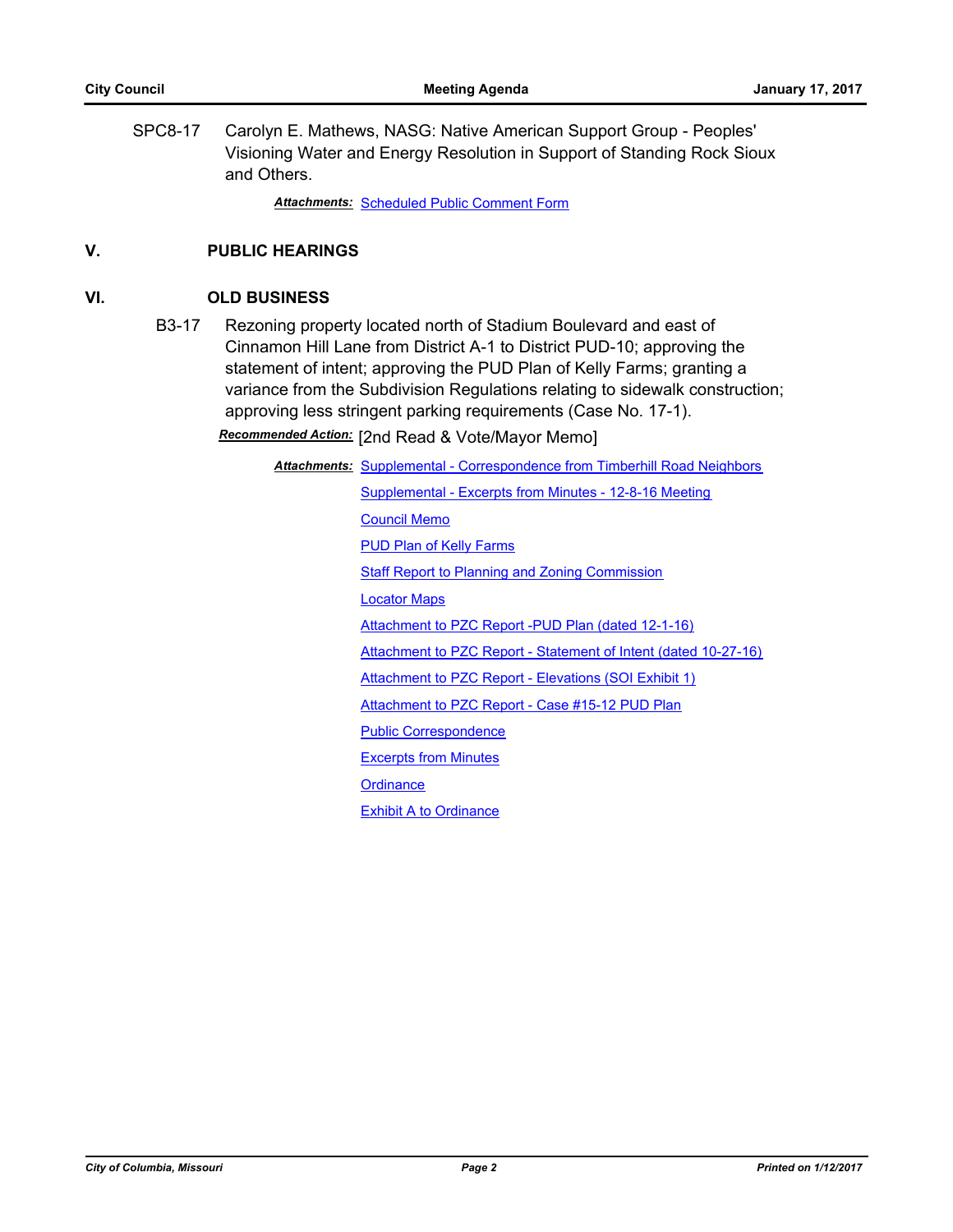SPC8-17 Carolyn E. Mathews, NASG: Native American Support Group - Peoples' Visioning Water and Energy Resolution in Support of Standing Rock Sioux and Others.

***Attachments:*** Scheduled Public Comment Form

## V. PUBLIC HEARINGS

## VI. OLD BUSINESS

B3-17 Rezoning property located north of Stadium Boulevard and east of Cinnamon Hill Lane from District A-1 to District PUD-10; approving the statement of intent; approving the PUD Plan of Kelly Farms; granting a variance from the Subdivision Regulations relating to sidewalk construction; approving less stringent parking requirements (Case No. 17-1).

***Recommended Action:*** [2nd Read & Vote/Mayor Memo]

***Attachments:***
- Supplemental - Correspondence from Timberhill Road Neighbors
- Supplemental - Excerpts from Minutes - 12-8-16 Meeting
- Council Memo
- PUD Plan of Kelly Farms
- Staff Report to Planning and Zoning Commission
- Locator Maps
- Attachment to PZC Report -PUD Plan (dated 12-1-16)
- Attachment to PZC Report - Statement of Intent (dated 10-27-16)
- Attachment to PZC Report - Elevations (SOI Exhibit 1)
- Attachment to PZC Report - Case #15-12 PUD Plan
- Public Correspondence
- Excerpts from Minutes
- Ordinance
- Exhibit A to Ordinance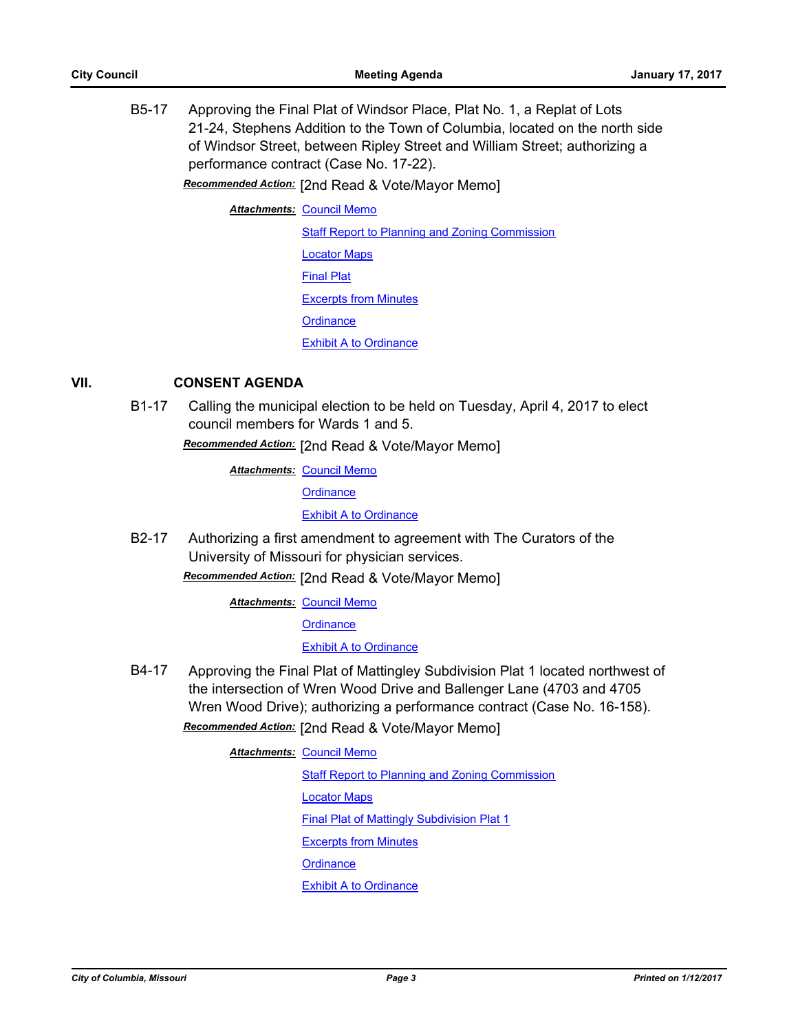B5-17 Approving the Final Plat of Windsor Place, Plat No. 1, a Replat of Lots 21-24, Stephens Addition to the Town of Columbia, located on the north side of Windsor Street, between Ripley Street and William Street; authorizing a performance contract (Case No. 17-22).

***Recommended Action:*** [2nd Read & Vote/Mayor Memo]

***Attachments:*** Council Memo
Staff Report to Planning and Zoning Commission
Locator Maps
Final Plat
Excerpts from Minutes
Ordinance
Exhibit A to Ordinance

## VII. CONSENT AGENDA

B1-17 Calling the municipal election to be held on Tuesday, April 4, 2017 to elect council members for Wards 1 and 5.

***Recommended Action:*** [2nd Read & Vote/Mayor Memo]

***Attachments:*** Council Memo
Ordinance
Exhibit A to Ordinance

B2-17 Authorizing a first amendment to agreement with The Curators of the University of Missouri for physician services.

***Recommended Action:*** [2nd Read & Vote/Mayor Memo]

***Attachments:*** Council Memo
Ordinance
Exhibit A to Ordinance

B4-17 Approving the Final Plat of Mattingley Subdivision Plat 1 located northwest of the intersection of Wren Wood Drive and Ballenger Lane (4703 and 4705 Wren Wood Drive); authorizing a performance contract (Case No. 16-158).

***Recommended Action:*** [2nd Read & Vote/Mayor Memo]

***Attachments:*** Council Memo
Staff Report to Planning and Zoning Commission
Locator Maps
Final Plat of Mattingly Subdivision Plat 1
Excerpts from Minutes
Ordinance
Exhibit A to Ordinance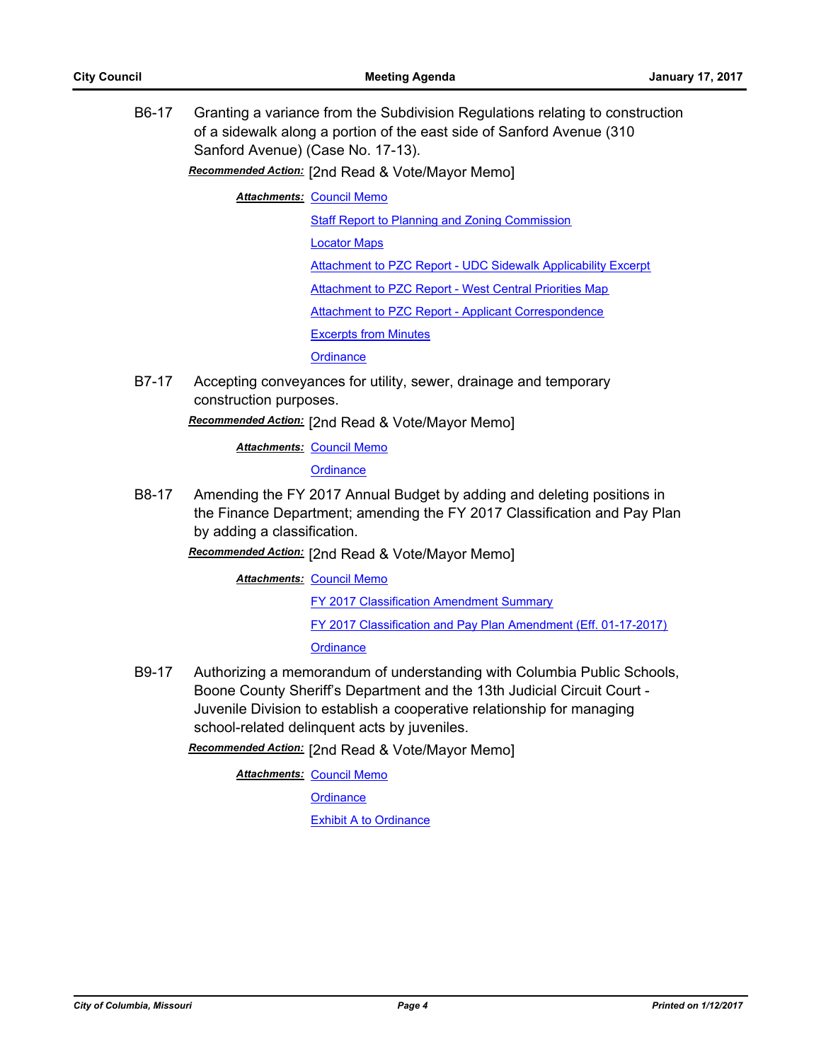B6-17 Granting a variance from the Subdivision Regulations relating to construction of a sidewalk along a portion of the east side of Sanford Avenue (310 Sanford Avenue) (Case No. 17-13).

***Recommended Action:*** [2nd Read & Vote/Mayor Memo]

***Attachments:*** Council Memo

Staff Report to Planning and Zoning Commission

Locator Maps

Attachment to PZC Report - UDC Sidewalk Applicability Excerpt

Attachment to PZC Report - West Central Priorities Map

Attachment to PZC Report - Applicant Correspondence

Excerpts from Minutes

Ordinance

B7-17 Accepting conveyances for utility, sewer, drainage and temporary construction purposes.

***Recommended Action:*** [2nd Read & Vote/Mayor Memo]

***Attachments:*** Council Memo

Ordinance

B8-17 Amending the FY 2017 Annual Budget by adding and deleting positions in the Finance Department; amending the FY 2017 Classification and Pay Plan by adding a classification.

***Recommended Action:*** [2nd Read & Vote/Mayor Memo]

***Attachments:*** Council Memo

FY 2017 Classification Amendment Summary

FY 2017 Classification and Pay Plan Amendment (Eff. 01-17-2017)

Ordinance

B9-17 Authorizing a memorandum of understanding with Columbia Public Schools, Boone County Sheriff's Department and the 13th Judicial Circuit Court - Juvenile Division to establish a cooperative relationship for managing school-related delinquent acts by juveniles.

***Recommended Action:*** [2nd Read & Vote/Mayor Memo]

***Attachments:*** Council Memo

Ordinance

Exhibit A to Ordinance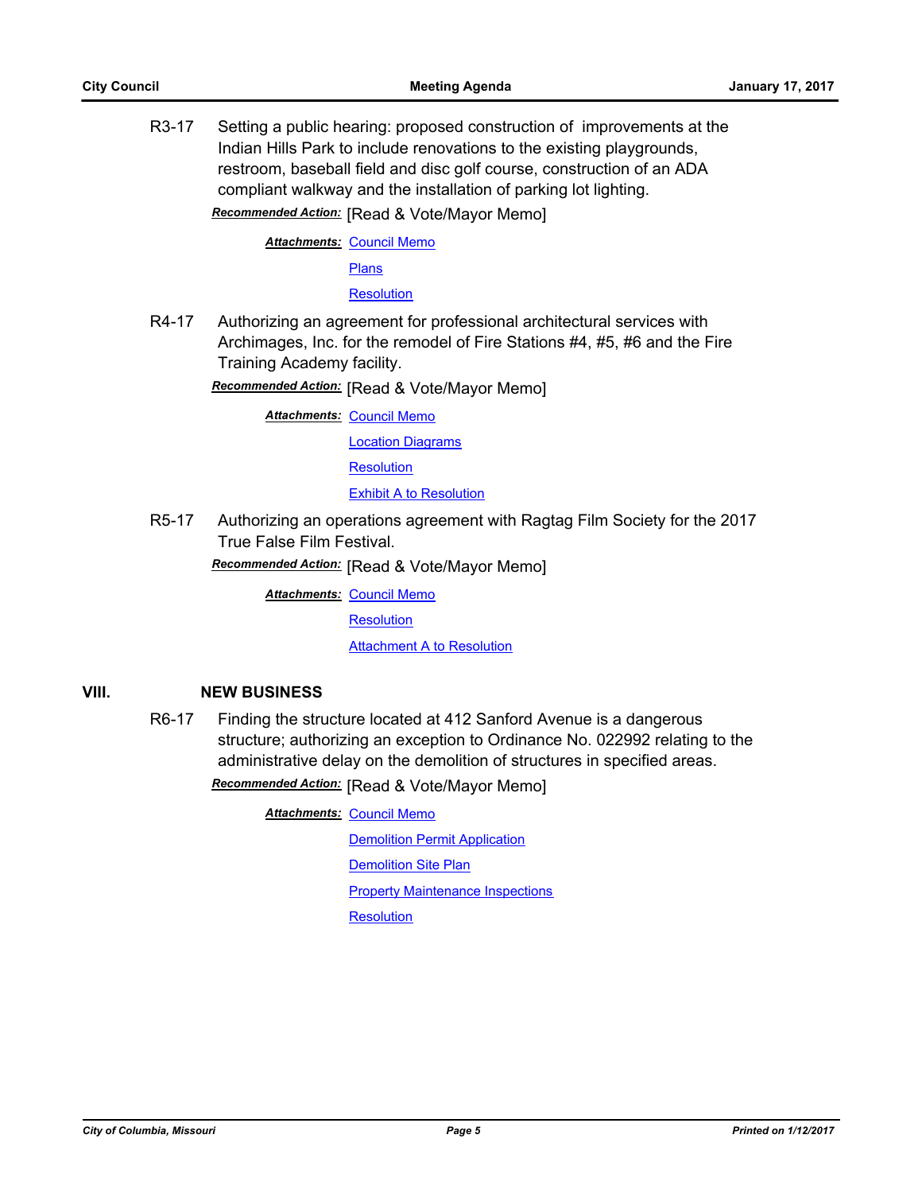R3-17 Setting a public hearing: proposed construction of improvements at the Indian Hills Park to include renovations to the existing playgrounds, restroom, baseball field and disc golf course, construction of an ADA compliant walkway and the installation of parking lot lighting.

***Recommended Action:*** [Read & Vote/Mayor Memo]

***Attachments:*** Council Memo

Plans

Resolution

R4-17 Authorizing an agreement for professional architectural services with Archimages, Inc. for the remodel of Fire Stations #4, #5, #6 and the Fire Training Academy facility.

***Recommended Action:*** [Read & Vote/Mayor Memo]

***Attachments:*** Council Memo

Location Diagrams

Resolution

Exhibit A to Resolution

R5-17 Authorizing an operations agreement with Ragtag Film Society for the 2017 True False Film Festival.

***Recommended Action:*** [Read & Vote/Mayor Memo]

***Attachments:*** Council Memo

Resolution

Attachment A to Resolution

## VIII. NEW BUSINESS

R6-17 Finding the structure located at 412 Sanford Avenue is a dangerous structure; authorizing an exception to Ordinance No. 022992 relating to the administrative delay on the demolition of structures in specified areas.

***Recommended Action:*** [Read & Vote/Mayor Memo]

***Attachments:*** Council Memo

Demolition Permit Application

Demolition Site Plan

Property Maintenance Inspections

Resolution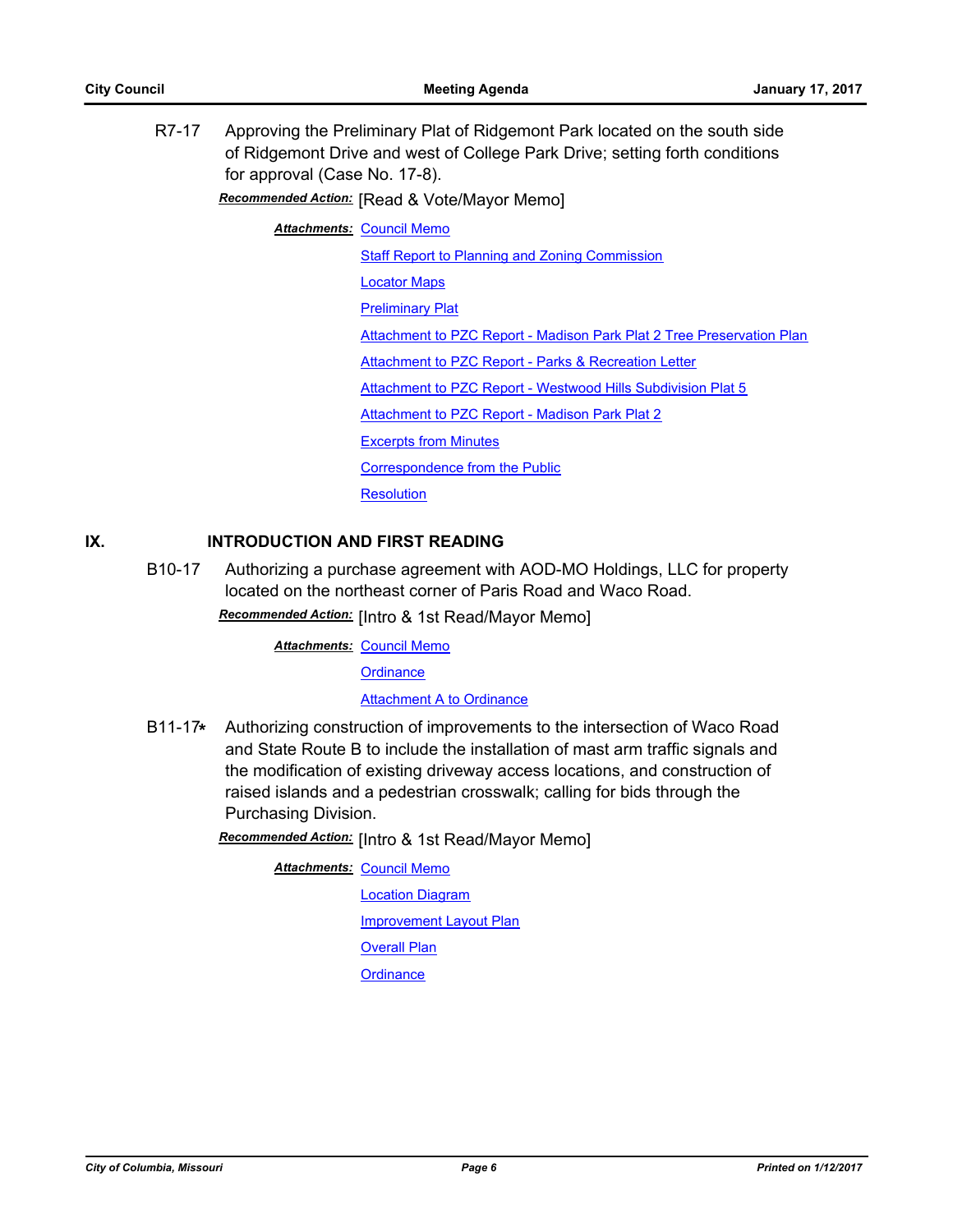R7-17 Approving the Preliminary Plat of Ridgemont Park located on the south side of Ridgemont Drive and west of College Park Drive; setting forth conditions for approval (Case No. 17-8).

***Recommended Action:*** [Read & Vote/Mayor Memo]

***Attachments:*** Council Memo

Staff Report to Planning and Zoning Commission

Locator Maps

Preliminary Plat

Attachment to PZC Report - Madison Park Plat 2 Tree Preservation Plan

Attachment to PZC Report - Parks & Recreation Letter

Attachment to PZC Report - Westwood Hills Subdivision Plat 5

Attachment to PZC Report - Madison Park Plat 2

Excerpts from Minutes

Correspondence from the Public

Resolution

## IX. INTRODUCTION AND FIRST READING

B10-17 Authorizing a purchase agreement with AOD-MO Holdings, LLC for property located on the northeast corner of Paris Road and Waco Road.

***Recommended Action:*** [Intro & 1st Read/Mayor Memo]

***Attachments:*** Council Memo

Ordinance

Attachment A to Ordinance

B11-17* Authorizing construction of improvements to the intersection of Waco Road and State Route B to include the installation of mast arm traffic signals and the modification of existing driveway access locations, and construction of raised islands and a pedestrian crosswalk; calling for bids through the Purchasing Division.

***Recommended Action:*** [Intro & 1st Read/Mayor Memo]

***Attachments:*** Council Memo

Location Diagram

Improvement Layout Plan

Overall Plan

Ordinance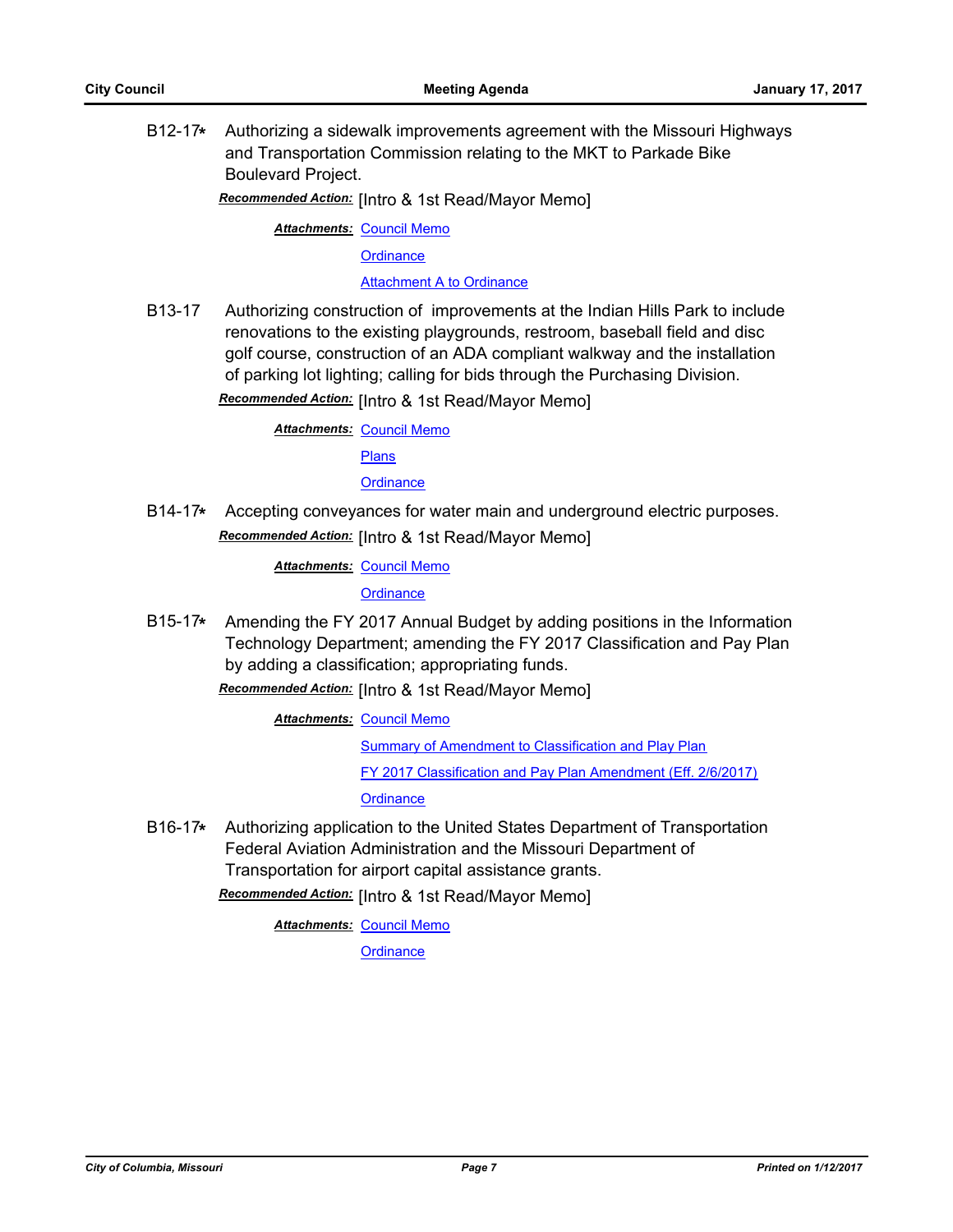**B12-17*** Authorizing a sidewalk improvements agreement with the Missouri Highways and Transportation Commission relating to the MKT to Parkade Bike Boulevard Project.

***Recommended Action:*** [Intro & 1st Read/Mayor Memo]

***Attachments:*** Council Memo
Ordinance
Attachment A to Ordinance

**B13-17** Authorizing construction of improvements at the Indian Hills Park to include renovations to the existing playgrounds, restroom, baseball field and disc golf course, construction of an ADA compliant walkway and the installation of parking lot lighting; calling for bids through the Purchasing Division.

***Recommended Action:*** [Intro & 1st Read/Mayor Memo]

***Attachments:*** Council Memo
Plans
Ordinance

**B14-17*** Accepting conveyances for water main and underground electric purposes.

***Recommended Action:*** [Intro & 1st Read/Mayor Memo]

***Attachments:*** Council Memo
Ordinance

**B15-17*** Amending the FY 2017 Annual Budget by adding positions in the Information Technology Department; amending the FY 2017 Classification and Pay Plan by adding a classification; appropriating funds.

***Recommended Action:*** [Intro & 1st Read/Mayor Memo]

***Attachments:*** Council Memo
Summary of Amendment to Classification and Play Plan
FY 2017 Classification and Pay Plan Amendment (Eff. 2/6/2017)
Ordinance

**B16-17*** Authorizing application to the United States Department of Transportation Federal Aviation Administration and the Missouri Department of Transportation for airport capital assistance grants.

***Recommended Action:*** [Intro & 1st Read/Mayor Memo]

***Attachments:*** Council Memo
Ordinance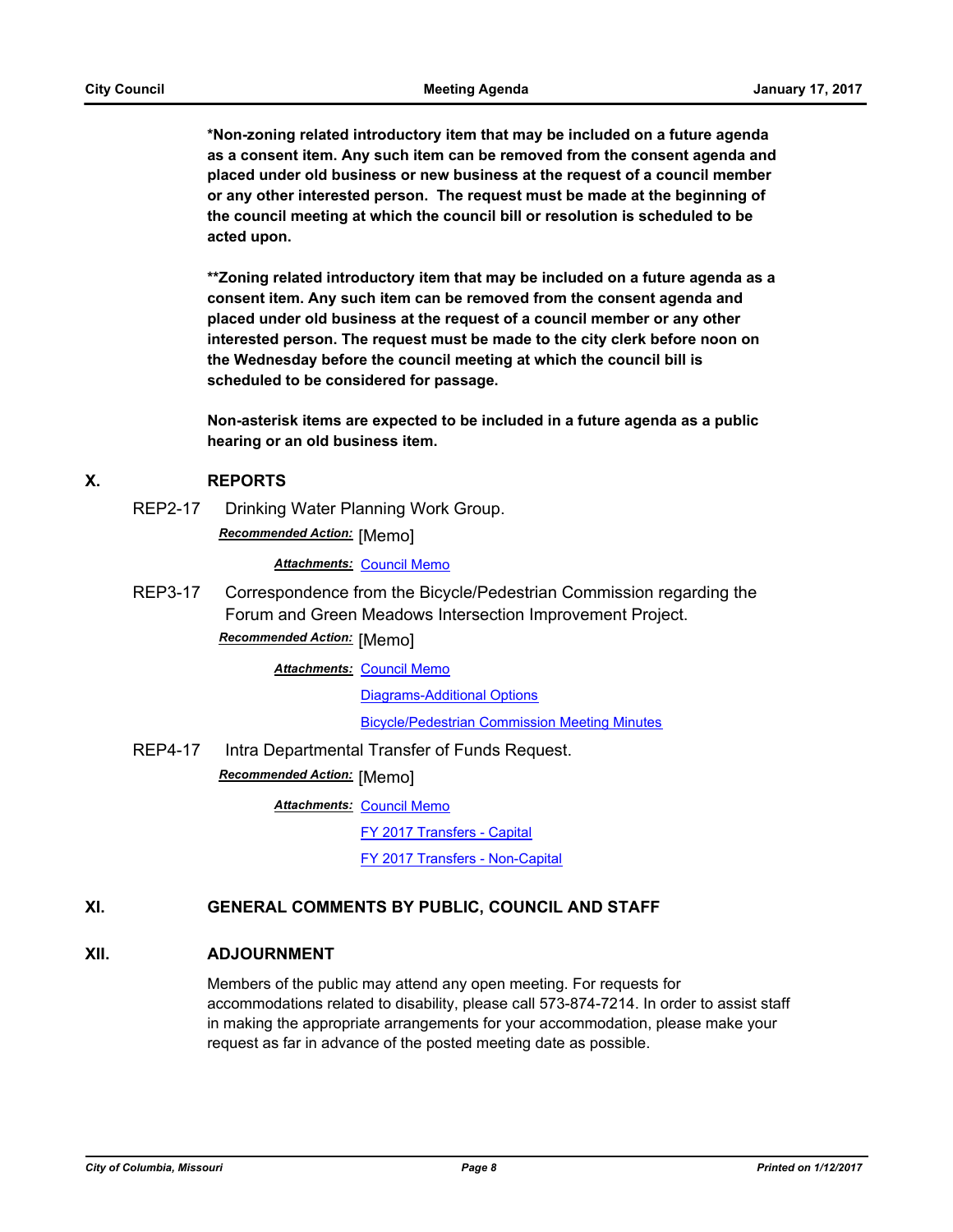**\*Non-zoning related introductory item that may be included on a future agenda as a consent item. Any such item can be removed from the consent agenda and placed under old business or new business at the request of a council member or any other interested person. The request must be made at the beginning of the council meeting at which the council bill or resolution is scheduled to be acted upon.**

**\*\*Zoning related introductory item that may be included on a future agenda as a consent item. Any such item can be removed from the consent agenda and placed under old business at the request of a council member or any other interested person. The request must be made to the city clerk before noon on the Wednesday before the council meeting at which the council bill is scheduled to be considered for passage.**

**Non-asterisk items are expected to be included in a future agenda as a public hearing or an old business item.**

## X. REPORTS

REP2-17 Drinking Water Planning Work Group.

***Recommended Action:*** [Memo]

***Attachments:*** Council Memo

REP3-17 Correspondence from the Bicycle/Pedestrian Commission regarding the Forum and Green Meadows Intersection Improvement Project.

***Recommended Action:*** [Memo]

***Attachments:*** Council Memo

Diagrams-Additional Options

Bicycle/Pedestrian Commission Meeting Minutes

REP4-17 Intra Departmental Transfer of Funds Request.

***Recommended Action:*** [Memo]

***Attachments:*** Council Memo

FY 2017 Transfers - Capital

FY 2017 Transfers - Non-Capital

## XI. GENERAL COMMENTS BY PUBLIC, COUNCIL AND STAFF

## XII. ADJOURNMENT

Members of the public may attend any open meeting. For requests for accommodations related to disability, please call 573-874-7214. In order to assist staff in making the appropriate arrangements for your accommodation, please make your request as far in advance of the posted meeting date as possible.